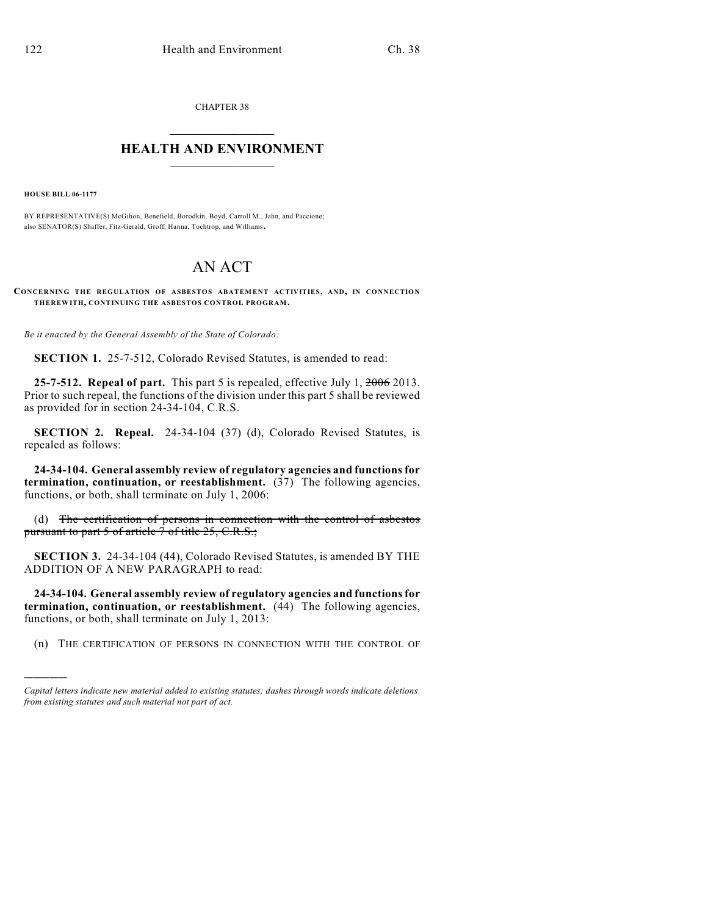CHAPTER 38

# HEALTH AND ENVIRONMENT

**HOUSE BILL 06-1177**

BY REPRESENTATIVE(S) McGihon, Benefield, Borodkin, Boyd, Carroll M., Jahn, and Paccione; also SENATOR(S) Shaffer, Fitz-Gerald, Groff, Hanna, Tochtrop, and Williams.

# AN ACT

**CONCERNING THE REGULATION OF ASBESTOS ABATEMENT ACTIVITIES, AND, IN CONNECTION THEREWITH, CONTINUING THE ASBESTOS CONTROL PROGRAM.**

*Be it enacted by the General Assembly of the State of Colorado:*

**SECTION 1.** 25-7-512, Colorado Revised Statutes, is amended to read:

**25-7-512. Repeal of part.** This part 5 is repealed, effective July 1, ~~2006~~ 2013. Prior to such repeal, the functions of the division under this part 5 shall be reviewed as provided for in section 24-34-104, C.R.S.

**SECTION 2. Repeal.** 24-34-104 (37) (d), Colorado Revised Statutes, is repealed as follows:

**24-34-104. General assembly review of regulatory agencies and functions for termination, continuation, or reestablishment.** (37) The following agencies, functions, or both, shall terminate on July 1, 2006:

(d) ~~The certification of persons in connection with the control of asbestos pursuant to part 5 of article 7 of title 25, C.R.S.;~~

**SECTION 3.** 24-34-104 (44), Colorado Revised Statutes, is amended BY THE ADDITION OF A NEW PARAGRAPH to read:

**24-34-104. General assembly review of regulatory agencies and functions for termination, continuation, or reestablishment.** (44) The following agencies, functions, or both, shall terminate on July 1, 2013:

(n) THE CERTIFICATION OF PERSONS IN CONNECTION WITH THE CONTROL OF

---

*Capital letters indicate new material added to existing statutes; dashes through words indicate deletions from existing statutes and such material not part of act.*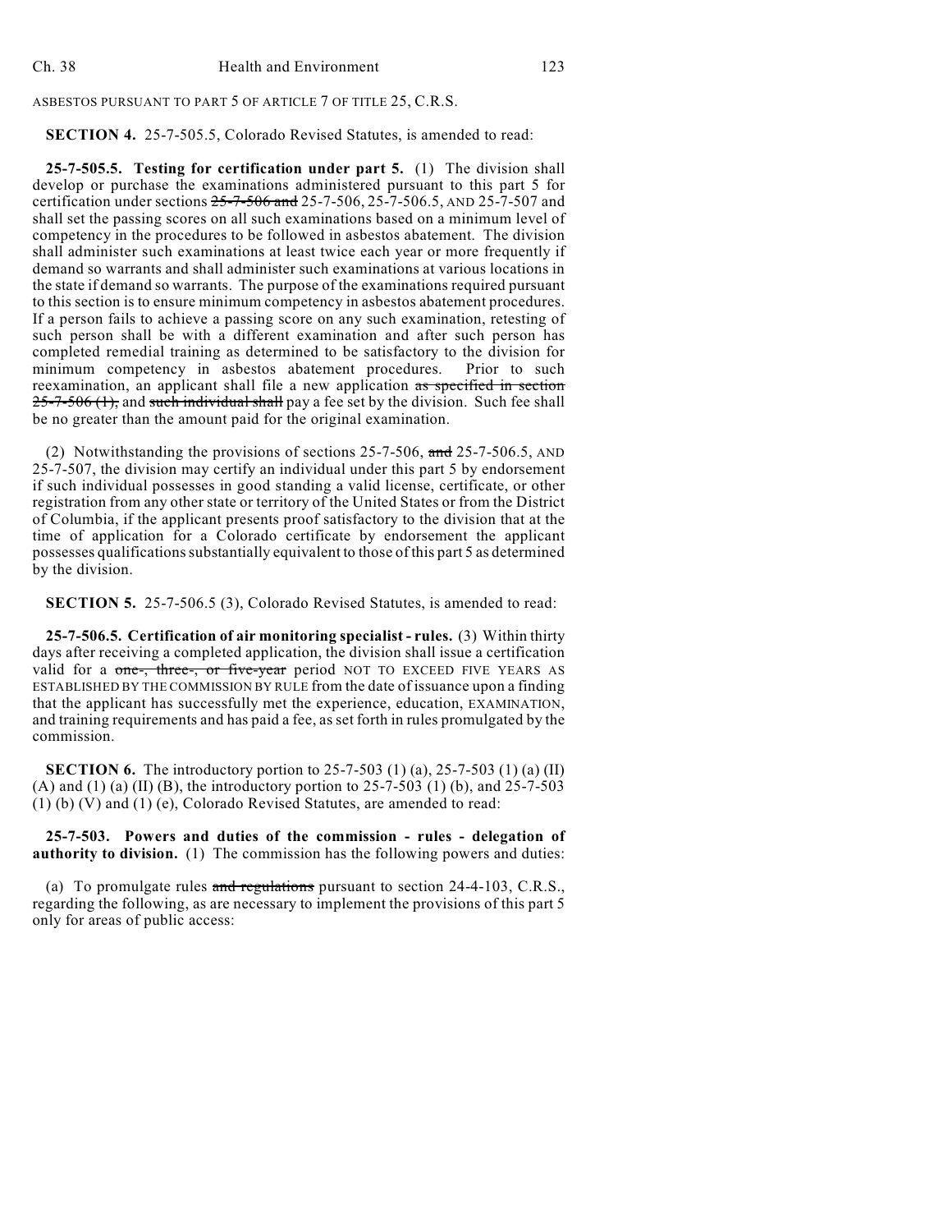ASBESTOS PURSUANT TO PART 5 OF ARTICLE 7 OF TITLE 25, C.R.S.

**SECTION 4.** 25-7-505.5, Colorado Revised Statutes, is amended to read:

**25-7-505.5. Testing for certification under part 5.** (1) The division shall develop or purchase the examinations administered pursuant to this part 5 for certification under sections ~~25-7-506 and~~ 25-7-506, 25-7-506.5, AND 25-7-507 and shall set the passing scores on all such examinations based on a minimum level of competency in the procedures to be followed in asbestos abatement. The division shall administer such examinations at least twice each year or more frequently if demand so warrants and shall administer such examinations at various locations in the state if demand so warrants. The purpose of the examinations required pursuant to this section is to ensure minimum competency in asbestos abatement procedures. If a person fails to achieve a passing score on any such examination, retesting of such person shall be with a different examination and after such person has completed remedial training as determined to be satisfactory to the division for minimum competency in asbestos abatement procedures. Prior to such reexamination, an applicant shall file a new application ~~as specified in section 25-7-506 (1),~~ and ~~such individual shall~~ pay a fee set by the division. Such fee shall be no greater than the amount paid for the original examination.

(2) Notwithstanding the provisions of sections 25-7-506, ~~and~~ 25-7-506.5, AND 25-7-507, the division may certify an individual under this part 5 by endorsement if such individual possesses in good standing a valid license, certificate, or other registration from any other state or territory of the United States or from the District of Columbia, if the applicant presents proof satisfactory to the division that at the time of application for a Colorado certificate by endorsement the applicant possesses qualifications substantially equivalent to those of this part 5 as determined by the division.

**SECTION 5.** 25-7-506.5 (3), Colorado Revised Statutes, is amended to read:

**25-7-506.5. Certification of air monitoring specialist - rules.** (3) Within thirty days after receiving a completed application, the division shall issue a certification valid for a ~~one-, three-, or five-year~~ period NOT TO EXCEED FIVE YEARS AS ESTABLISHED BY THE COMMISSION BY RULE from the date of issuance upon a finding that the applicant has successfully met the experience, education, EXAMINATION, and training requirements and has paid a fee, as set forth in rules promulgated by the commission.

**SECTION 6.** The introductory portion to 25-7-503 (1) (a), 25-7-503 (1) (a) (II) (A) and (1) (a) (II) (B), the introductory portion to 25-7-503 (1) (b), and 25-7-503 (1) (b) (V) and (1) (e), Colorado Revised Statutes, are amended to read:

**25-7-503. Powers and duties of the commission - rules - delegation of authority to division.** (1) The commission has the following powers and duties:

(a) To promulgate rules ~~and regulations~~ pursuant to section 24-4-103, C.R.S., regarding the following, as are necessary to implement the provisions of this part 5 only for areas of public access: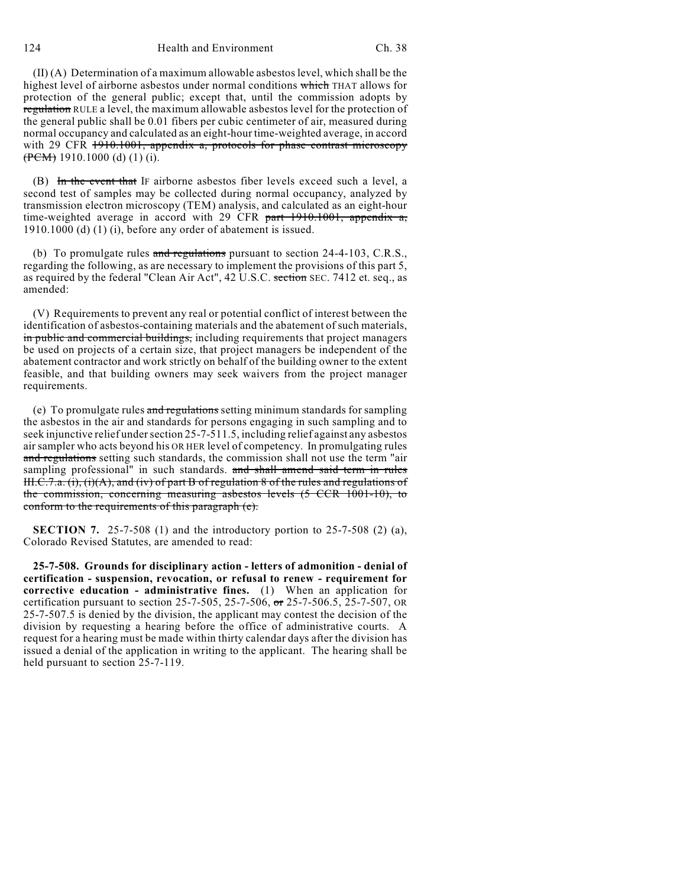(II) (A) Determination of a maximum allowable asbestos level, which shall be the highest level of airborne asbestos under normal conditions ~~which~~ THAT allows for protection of the general public; except that, until the commission adopts by ~~regulation~~ RULE a level, the maximum allowable asbestos level for the protection of the general public shall be 0.01 fibers per cubic centimeter of air, measured during normal occupancy and calculated as an eight-hour time-weighted average, in accord with 29 CFR ~~1910.1001, appendix a, protocols for phase contrast microscopy (PCM)~~ 1910.1000 (d) (1) (i).

(B) ~~In the event that~~ IF airborne asbestos fiber levels exceed such a level, a second test of samples may be collected during normal occupancy, analyzed by transmission electron microscopy (TEM) analysis, and calculated as an eight-hour time-weighted average in accord with 29 CFR ~~part 1910.1001, appendix a,~~ 1910.1000 (d) (1) (i), before any order of abatement is issued.

(b) To promulgate rules ~~and regulations~~ pursuant to section 24-4-103, C.R.S., regarding the following, as are necessary to implement the provisions of this part 5, as required by the federal "Clean Air Act", 42 U.S.C. ~~section~~ SEC. 7412 et. seq., as amended:

(V) Requirements to prevent any real or potential conflict of interest between the identification of asbestos-containing materials and the abatement of such materials, ~~in public and commercial buildings,~~ including requirements that project managers be used on projects of a certain size, that project managers be independent of the abatement contractor and work strictly on behalf of the building owner to the extent feasible, and that building owners may seek waivers from the project manager requirements.

(e) To promulgate rules ~~and regulations~~ setting minimum standards for sampling the asbestos in the air and standards for persons engaging in such sampling and to seek injunctive relief under section 25-7-511.5, including relief against any asbestos air sampler who acts beyond his OR HER level of competency. In promulgating rules ~~and regulations~~ setting such standards, the commission shall not use the term "air sampling professional" in such standards. ~~and shall amend said term in rules III.C.7.a. (i), (i)(A), and (iv) of part B of regulation 8 of the rules and regulations of the commission, concerning measuring asbestos levels (5 CCR 1001-10), to conform to the requirements of this paragraph (e).~~

**SECTION 7.** 25-7-508 (1) and the introductory portion to 25-7-508 (2) (a), Colorado Revised Statutes, are amended to read:

**25-7-508. Grounds for disciplinary action - letters of admonition - denial of certification - suspension, revocation, or refusal to renew - requirement for corrective education - administrative fines.** (1) When an application for certification pursuant to section 25-7-505, 25-7-506, ~~or~~ 25-7-506.5, 25-7-507, OR 25-7-507.5 is denied by the division, the applicant may contest the decision of the division by requesting a hearing before the office of administrative courts. A request for a hearing must be made within thirty calendar days after the division has issued a denial of the application in writing to the applicant. The hearing shall be held pursuant to section 25-7-119.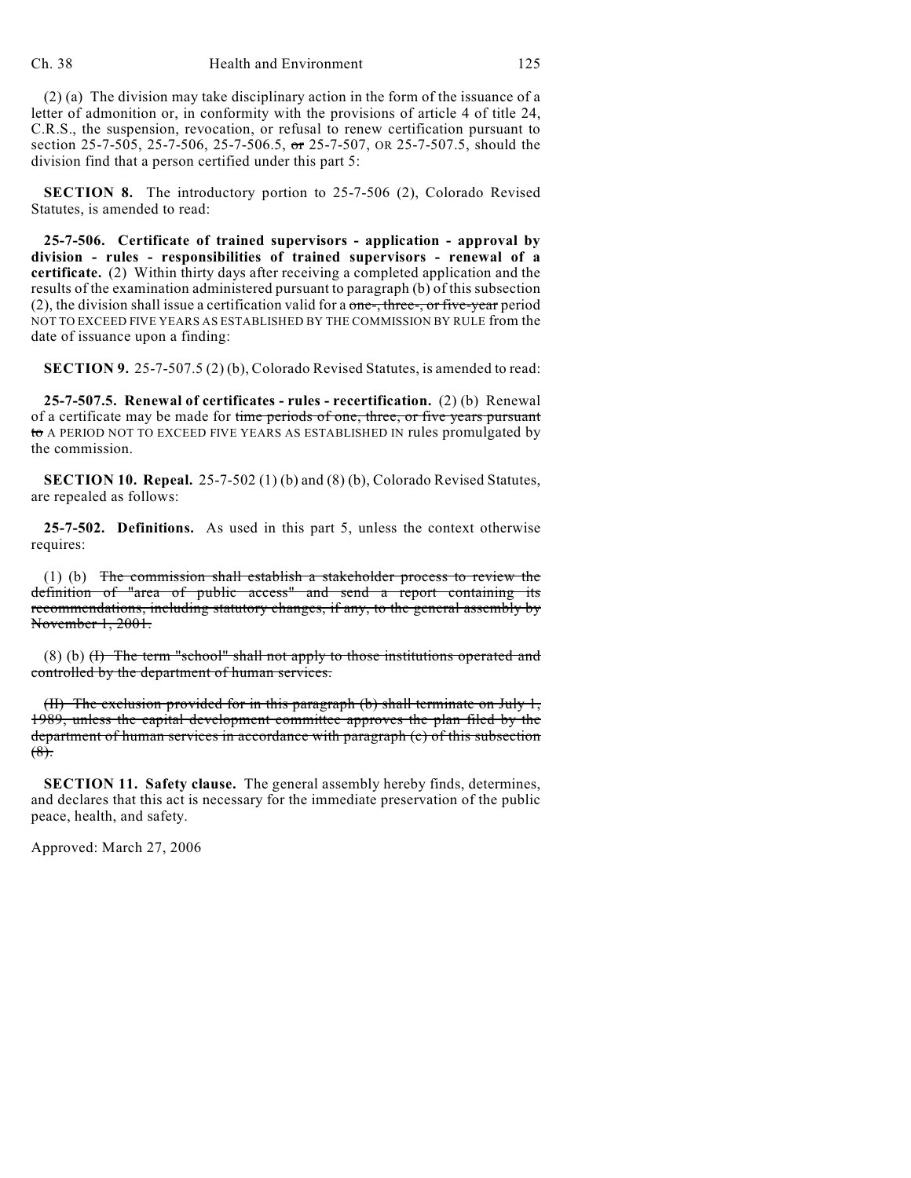(2) (a) The division may take disciplinary action in the form of the issuance of a letter of admonition or, in conformity with the provisions of article 4 of title 24, C.R.S., the suspension, revocation, or refusal to renew certification pursuant to section 25-7-505, 25-7-506, 25-7-506.5, ~~or~~ 25-7-507, OR 25-7-507.5, should the division find that a person certified under this part 5:

**SECTION 8.** The introductory portion to 25-7-506 (2), Colorado Revised Statutes, is amended to read:

**25-7-506. Certificate of trained supervisors - application - approval by division - rules - responsibilities of trained supervisors - renewal of a certificate.** (2) Within thirty days after receiving a completed application and the results of the examination administered pursuant to paragraph (b) of this subsection (2), the division shall issue a certification valid for a ~~one-, three-, or five-year~~ period NOT TO EXCEED FIVE YEARS AS ESTABLISHED BY THE COMMISSION BY RULE from the date of issuance upon a finding:

**SECTION 9.** 25-7-507.5 (2) (b), Colorado Revised Statutes, is amended to read:

**25-7-507.5. Renewal of certificates - rules - recertification.** (2) (b) Renewal of a certificate may be made for ~~time periods of one, three, or five years pursuant to~~ A PERIOD NOT TO EXCEED FIVE YEARS AS ESTABLISHED IN rules promulgated by the commission.

**SECTION 10. Repeal.** 25-7-502 (1) (b) and (8) (b), Colorado Revised Statutes, are repealed as follows:

**25-7-502. Definitions.** As used in this part 5, unless the context otherwise requires:

(1) (b) ~~The commission shall establish a stakeholder process to review the definition of "area of public access" and send a report containing its recommendations, including statutory changes, if any, to the general assembly by November 1, 2001.~~

(8) (b) ~~(I) The term "school" shall not apply to those institutions operated and controlled by the department of human services.~~

~~(II) The exclusion provided for in this paragraph (b) shall terminate on July 1, 1989, unless the capital development committee approves the plan filed by the department of human services in accordance with paragraph (c) of this subsection (8).~~

**SECTION 11. Safety clause.** The general assembly hereby finds, determines, and declares that this act is necessary for the immediate preservation of the public peace, health, and safety.

Approved: March 27, 2006